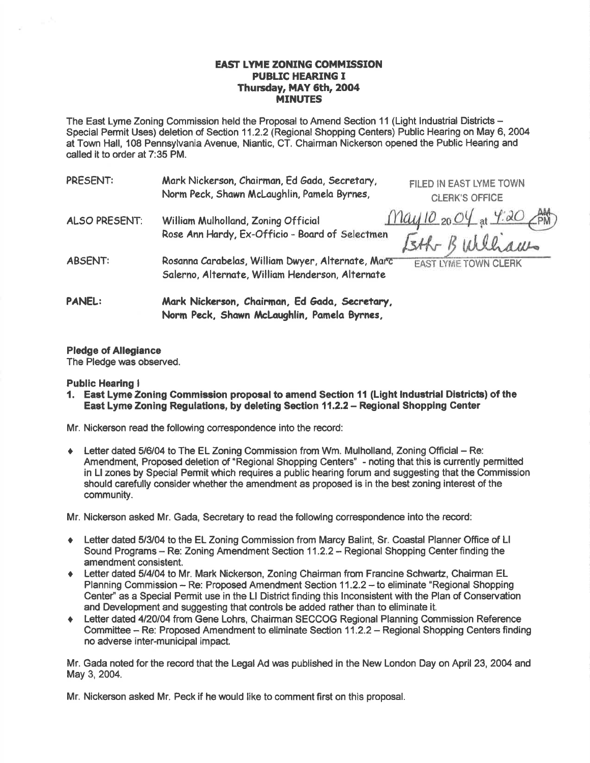# EAST LYME ZONING COMMISSION
## PUBLIC HEARING I
### Thursday, MAY 6th, 2004
### MINUTES

The East Lyme Zoning Commission held the Proposal to Amend Section 11 (Light Industrial Districts – Special Permit Uses) deletion of Section 11.2.2 (Regional Shopping Centers) Public Hearing on May 6, 2004 at Town Hall, 108 Pennsylvania Avenue, Niantic, CT. Chairman Nickerson opened the Public Hearing and called it to order at 7:35 PM.

FILED IN EAST LYME TOWN CLERK'S OFFICE
May 10 2004 at 4:20 PM
Esther B Williams
EAST LYME TOWN CLERK

| | |
|---|---|
| PRESENT: | Mark Nickerson, Chairman, Ed Gada, Secretary, Norm Peck, Shawn McLaughlin, Pamela Byrnes, |
| ALSO PRESENT: | William Mulholland, Zoning Official<br>Rose Ann Hardy, Ex-Officio - Board of Selectmen |
| ABSENT: | Rosanna Carabelas, William Dwyer, Alternate, Marc Salerno, Alternate, William Henderson, Alternate |
| **PANEL:** | **Mark Nickerson, Chairman, Ed Gada, Secretary, Norm Peck, Shawn McLaughlin, Pamela Byrnes,** |

**Pledge of Allegiance**
The Pledge was observed.

**Public Hearing I**

1. **East Lyme Zoning Commission proposal to amend Section 11 (Light Industrial Districts) of the East Lyme Zoning Regulations, by deleting Section 11.2.2 – Regional Shopping Center**

Mr. Nickerson read the following correspondence into the record:

- Letter dated 5/6/04 to The EL Zoning Commission from Wm. Mulholland, Zoning Official – Re: Amendment, Proposed deletion of "Regional Shopping Centers" - noting that this is currently permitted in LI zones by Special Permit which requires a public hearing forum and suggesting that the Commission should carefully consider whether the amendment as proposed is in the best zoning interest of the community.

Mr. Nickerson asked Mr. Gada, Secretary to read the following correspondence into the record:

- Letter dated 5/3/04 to the EL Zoning Commission from Marcy Balint, Sr. Coastal Planner Office of LI Sound Programs – Re: Zoning Amendment Section 11.2.2 – Regional Shopping Center finding the amendment consistent.
- Letter dated 5/4/04 to Mr. Mark Nickerson, Zoning Chairman from Francine Schwartz, Chairman EL Planning Commission – Re: Proposed Amendment Section 11.2.2 – to eliminate "Regional Shopping Center" as a Special Permit use in the LI District finding this Inconsistent with the Plan of Conservation and Development and suggesting that controls be added rather than to eliminate it.
- Letter dated 4/20/04 from Gene Lohrs, Chairman SECCOG Regional Planning Commission Reference Committee – Re: Proposed Amendment to eliminate Section 11.2.2 – Regional Shopping Centers finding no adverse inter-municipal impact.

Mr. Gada noted for the record that the Legal Ad was published in the New London Day on April 23, 2004 and May 3, 2004.

Mr. Nickerson asked Mr. Peck if he would like to comment first on this proposal.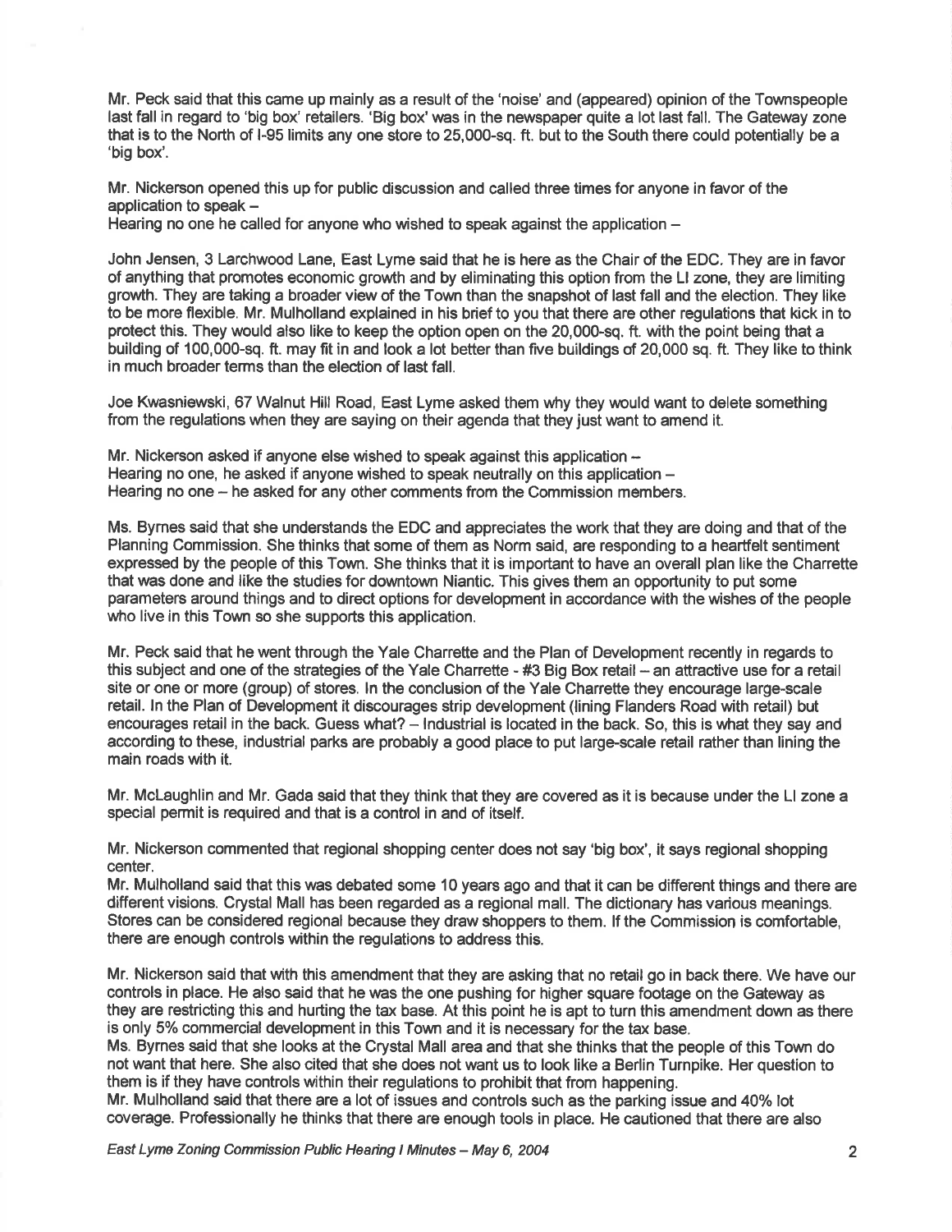Mr. Peck said that this came up mainly as a result of the 'noise' and (appeared) opinion of the Townspeople last fall in regard to 'big box' retailers. 'Big box' was in the newspaper quite a lot last fall. The Gateway zone that is to the North of I-95 limits any one store to 25,000-sq. ft. but to the South there could potentially be a 'big box'.

Mr. Nickerson opened this up for public discussion and called three times for anyone in favor of the application to speak –
Hearing no one he called for anyone who wished to speak against the application –

John Jensen, 3 Larchwood Lane, East Lyme said that he is here as the Chair of the EDC. They are in favor of anything that promotes economic growth and by eliminating this option from the LI zone, they are limiting growth. They are taking a broader view of the Town than the snapshot of last fall and the election. They like to be more flexible. Mr. Mulholland explained in his brief to you that there are other regulations that kick in to protect this. They would also like to keep the option open on the 20,000-sq. ft. with the point being that a building of 100,000-sq. ft. may fit in and look a lot better than five buildings of 20,000 sq. ft. They like to think in much broader terms than the election of last fall.

Joe Kwasniewski, 67 Walnut Hill Road, East Lyme asked them why they would want to delete something from the regulations when they are saying on their agenda that they just want to amend it.

Mr. Nickerson asked if anyone else wished to speak against this application –
Hearing no one, he asked if anyone wished to speak neutrally on this application –
Hearing no one – he asked for any other comments from the Commission members.

Ms. Byrnes said that she understands the EDC and appreciates the work that they are doing and that of the Planning Commission. She thinks that some of them as Norm said, are responding to a heartfelt sentiment expressed by the people of this Town. She thinks that it is important to have an overall plan like the Charrette that was done and like the studies for downtown Niantic. This gives them an opportunity to put some parameters around things and to direct options for development in accordance with the wishes of the people who live in this Town so she supports this application.

Mr. Peck said that he went through the Yale Charrette and the Plan of Development recently in regards to this subject and one of the strategies of the Yale Charrette - #3 Big Box retail – an attractive use for a retail site or one or more (group) of stores. In the conclusion of the Yale Charrette they encourage large-scale retail. In the Plan of Development it discourages strip development (lining Flanders Road with retail) but encourages retail in the back. Guess what? – Industrial is located in the back. So, this is what they say and according to these, industrial parks are probably a good place to put large-scale retail rather than lining the main roads with it.

Mr. McLaughlin and Mr. Gada said that they think that they are covered as it is because under the LI zone a special permit is required and that is a control in and of itself.

Mr. Nickerson commented that regional shopping center does not say 'big box', it says regional shopping center.
Mr. Mulholland said that this was debated some 10 years ago and that it can be different things and there are different visions. Crystal Mall has been regarded as a regional mall. The dictionary has various meanings. Stores can be considered regional because they draw shoppers to them. If the Commission is comfortable, there are enough controls within the regulations to address this.

Mr. Nickerson said that with this amendment that they are asking that no retail go in back there. We have our controls in place. He also said that he was the one pushing for higher square footage on the Gateway as they are restricting this and hurting the tax base. At this point he is apt to turn this amendment down as there is only 5% commercial development in this Town and it is necessary for the tax base.
Ms. Byrnes said that she looks at the Crystal Mall area and that she thinks that the people of this Town do not want that here. She also cited that she does not want us to look like a Berlin Turnpike. Her question to them is if they have controls within their regulations to prohibit that from happening.
Mr. Mulholland said that there are a lot of issues and controls such as the parking issue and 40% lot coverage. Professionally he thinks that there are enough tools in place. He cautioned that there are also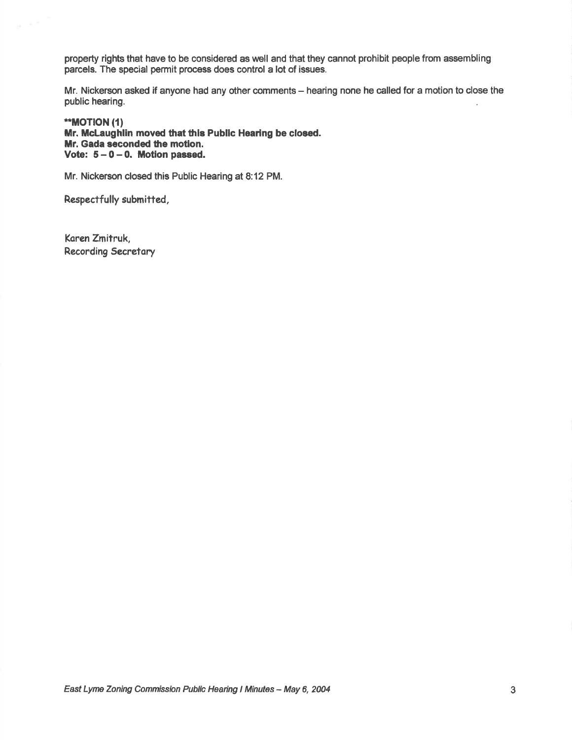property rights that have to be considered as well and that they cannot prohibit people from assembling parcels. The special permit process does control a lot of issues.

Mr. Nickerson asked if anyone had any other comments – hearing none he called for a motion to close the public hearing.

**\*\*MOTION (1)**
**Mr. McLaughlin moved that this Public Hearing be closed.**
**Mr. Gada seconded the motion.**
**Vote: 5 – 0 – 0. Motion passed.**

Mr. Nickerson closed this Public Hearing at 8:12 PM.

Respectfully submitted,

Karen Zmitruk,
Recording Secretary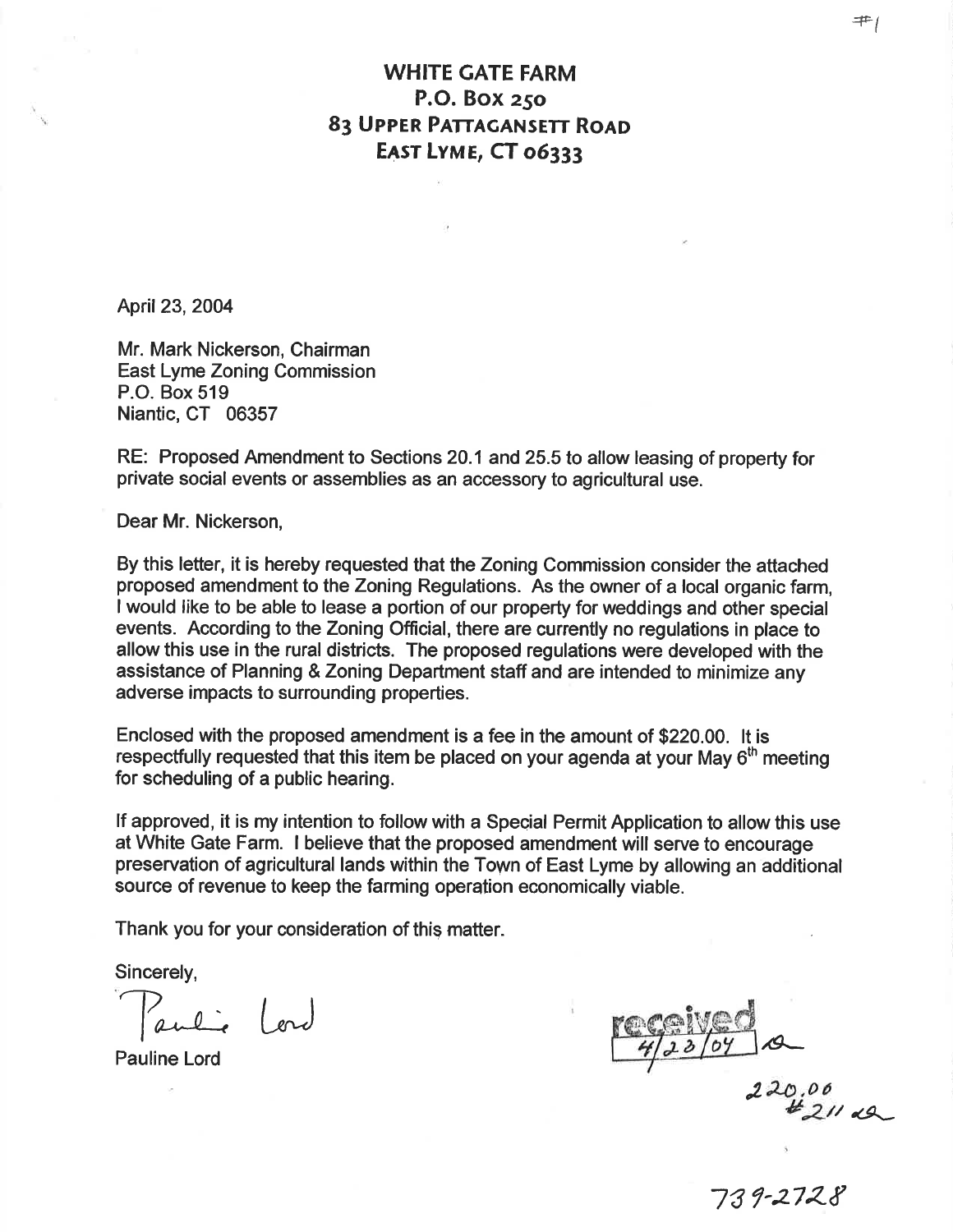#1

# WHITE GATE FARM
## P.O. Box 250
## 83 Upper Pattagansett Road
## East Lyme, CT 06333

April 23, 2004

Mr. Mark Nickerson, Chairman
East Lyme Zoning Commission
P.O. Box 519
Niantic, CT 06357

RE: Proposed Amendment to Sections 20.1 and 25.5 to allow leasing of property for private social events or assemblies as an accessory to agricultural use.

Dear Mr. Nickerson,

By this letter, it is hereby requested that the Zoning Commission consider the attached proposed amendment to the Zoning Regulations. As the owner of a local organic farm, I would like to be able to lease a portion of our property for weddings and other special events. According to the Zoning Official, there are currently no regulations in place to allow this use in the rural districts. The proposed regulations were developed with the assistance of Planning & Zoning Department staff and are intended to minimize any adverse impacts to surrounding properties.

Enclosed with the proposed amendment is a fee in the amount of $220.00. It is respectfully requested that this item be placed on your agenda at your May 6th meeting for scheduling of a public hearing.

If approved, it is my intention to follow with a Special Permit Application to allow this use at White Gate Farm. I believe that the proposed amendment will serve to encourage preservation of agricultural lands within the Town of East Lyme by allowing an additional source of revenue to keep the farming operation economically viable.

Thank you for your consideration of this matter.

Sincerely,

Pauline Lord

Pauline Lord

received 4/23/04

220.00
#211

739-2728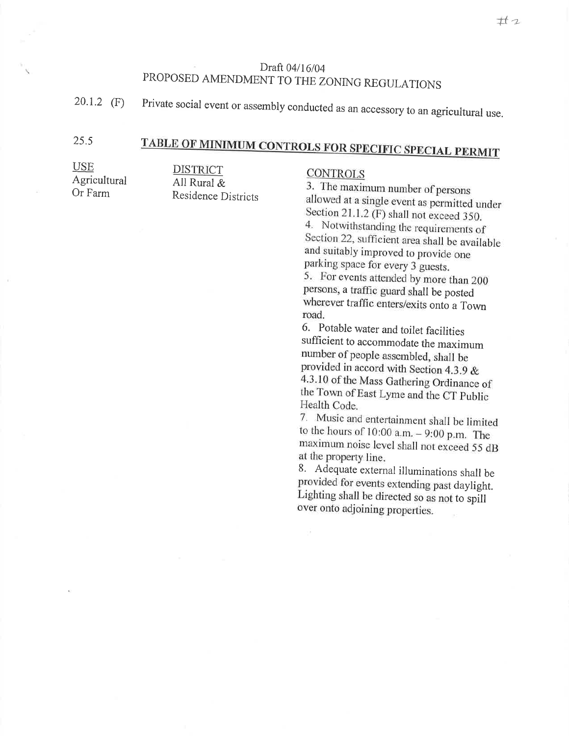Draft 04/16/04

# PROPOSED AMENDMENT TO THE ZONING REGULATIONS

20.1.2 (F) Private social event or assembly conducted as an accessory to an agricultural use.

## 25.5 TABLE OF MINIMUM CONTROLS FOR SPECIFIC SPECIAL PERMIT

| USE | DISTRICT | CONTROLS |
|---|---|---|
| Agricultural Or Farm | All Rural & Residence Districts | 3. The maximum number of persons allowed at a single event as permitted under Section 21.1.2 (F) shall not exceed 350.<br>4. Notwithstanding the requirements of Section 22, sufficient area shall be available and suitably improved to provide one parking space for every 3 guests.<br>5. For events attended by more than 200 persons, a traffic guard shall be posted wherever traffic enters/exits onto a Town road.<br>6. Potable water and toilet facilities sufficient to accommodate the maximum number of people assembled, shall be provided in accord with Section 4.3.9 & 4.3.10 of the Mass Gathering Ordinance of the Town of East Lyme and the CT Public Health Code.<br>7. Music and entertainment shall be limited to the hours of 10:00 a.m. – 9:00 p.m. The maximum noise level shall not exceed 55 dB at the property line.<br>8. Adequate external illuminations shall be provided for events extending past daylight. Lighting shall be directed so as not to spill over onto adjoining properties. |